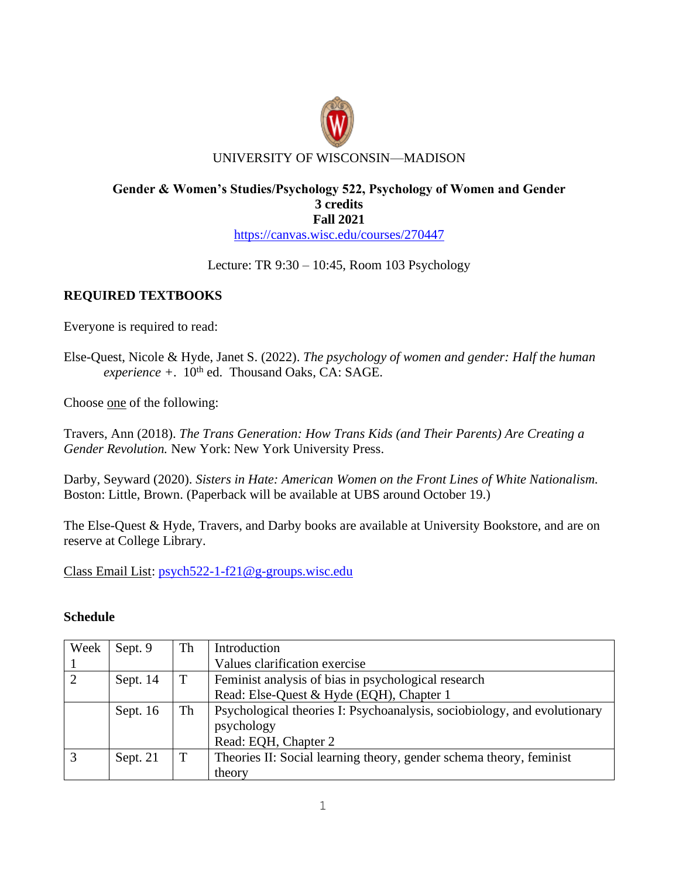UNIVERSITY OF WISCONSIN—MADISON

**Gender & Women's Studies/Psychology 522, Psychology of Women and Gender**
**3 credits**
**Fall 2021**
https://canvas.wisc.edu/courses/270447

Lecture: TR 9:30 – 10:45, Room 103 Psychology

## REQUIRED TEXTBOOKS

Everyone is required to read:

Else-Quest, Nicole & Hyde, Janet S. (2022). *The psychology of women and gender: Half the human experience +*. 10th ed. Thousand Oaks, CA: SAGE.

Choose one of the following:

Travers, Ann (2018). *The Trans Generation: How Trans Kids (and Their Parents) Are Creating a Gender Revolution.* New York: New York University Press.

Darby, Seyward (2020). *Sisters in Hate: American Women on the Front Lines of White Nationalism.* Boston: Little, Brown. (Paperback will be available at UBS around October 19.)

The Else-Quest & Hyde, Travers, and Darby books are available at University Bookstore, and are on reserve at College Library.

Class Email List: psych522-1-f21@g-groups.wisc.edu

### Schedule

| Week | Date | Day | Topic |
|---|---|---|---|
| Week 1 | Sept. 9 | Th | Introduction<br>Values clarification exercise |
| 2 | Sept. 14 | T | Feminist analysis of bias in psychological research<br>Read: Else-Quest & Hyde (EQH), Chapter 1 |
| | Sept. 16 | Th | Psychological theories I: Psychoanalysis, sociobiology, and evolutionary psychology<br>Read: EQH, Chapter 2 |
| 3 | Sept. 21 | T | Theories II: Social learning theory, gender schema theory, feminist theory |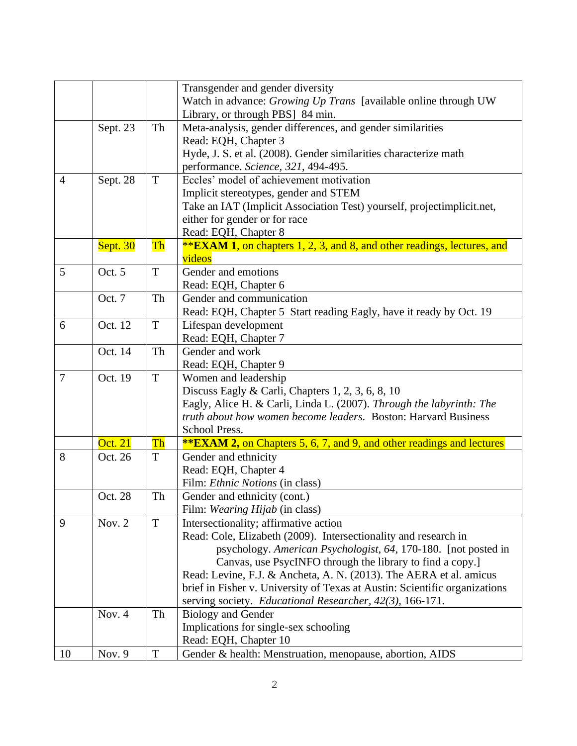| | | | |
|---|---|---|---|
| | | | Transgender and gender diversity<br>Watch in advance: *Growing Up Trans* [available online through UW Library, or through PBS] 84 min. |
| | Sept. 23 | Th | Meta-analysis, gender differences, and gender similarities<br>Read: EQH, Chapter 3<br>Hyde, J. S. et al. (2008). Gender similarities characterize math performance. *Science, 321,* 494-495. |
| 4 | Sept. 28 | T | Eccles' model of achievement motivation<br>Implicit stereotypes, gender and STEM<br>Take an IAT (Implicit Association Test) yourself, projectimplicit.net, either for gender or for race<br>Read: EQH, Chapter 8 |
| | Sept. 30 | Th | ****EXAM 1**, on chapters 1, 2, 3, and 8, and other readings, lectures, and videos |
| 5 | Oct. 5 | T | Gender and emotions<br>Read: EQH, Chapter 6 |
| | Oct. 7 | Th | Gender and communication<br>Read: EQH, Chapter 5 Start reading Eagly, have it ready by Oct. 19 |
| 6 | Oct. 12 | T | Lifespan development<br>Read: EQH, Chapter 7 |
| | Oct. 14 | Th | Gender and work<br>Read: EQH, Chapter 9 |
| 7 | Oct. 19 | T | Women and leadership<br>Discuss Eagly & Carli, Chapters 1, 2, 3, 6, 8, 10<br>Eagly, Alice H. & Carli, Linda L. (2007). *Through the labyrinth: The truth about how women become leaders.* Boston: Harvard Business School Press. |
| | Oct. 21 | Th | ****EXAM 2,** on Chapters 5, 6, 7, and 9, and other readings and lectures |
| 8 | Oct. 26 | T | Gender and ethnicity<br>Read: EQH, Chapter 4<br>Film: *Ethnic Notions* (in class) |
| | Oct. 28 | Th | Gender and ethnicity (cont.)<br>Film: *Wearing Hijab* (in class) |
| 9 | Nov. 2 | T | Intersectionality; affirmative action<br>Read: Cole, Elizabeth (2009). Intersectionality and research in psychology. *American Psychologist, 64,* 170-180. [not posted in Canvas, use PsycINFO through the library to find a copy.]<br>Read: Levine, F.J. & Ancheta, A. N. (2013). The AERA et al. amicus brief in Fisher v. University of Texas at Austin: Scientific organizations serving society. *Educational Researcher, 42(3),* 166-171. |
| | Nov. 4 | Th | Biology and Gender<br>Implications for single-sex schooling<br>Read: EQH, Chapter 10 |
| 10 | Nov. 9 | T | Gender & health: Menstruation, menopause, abortion, AIDS |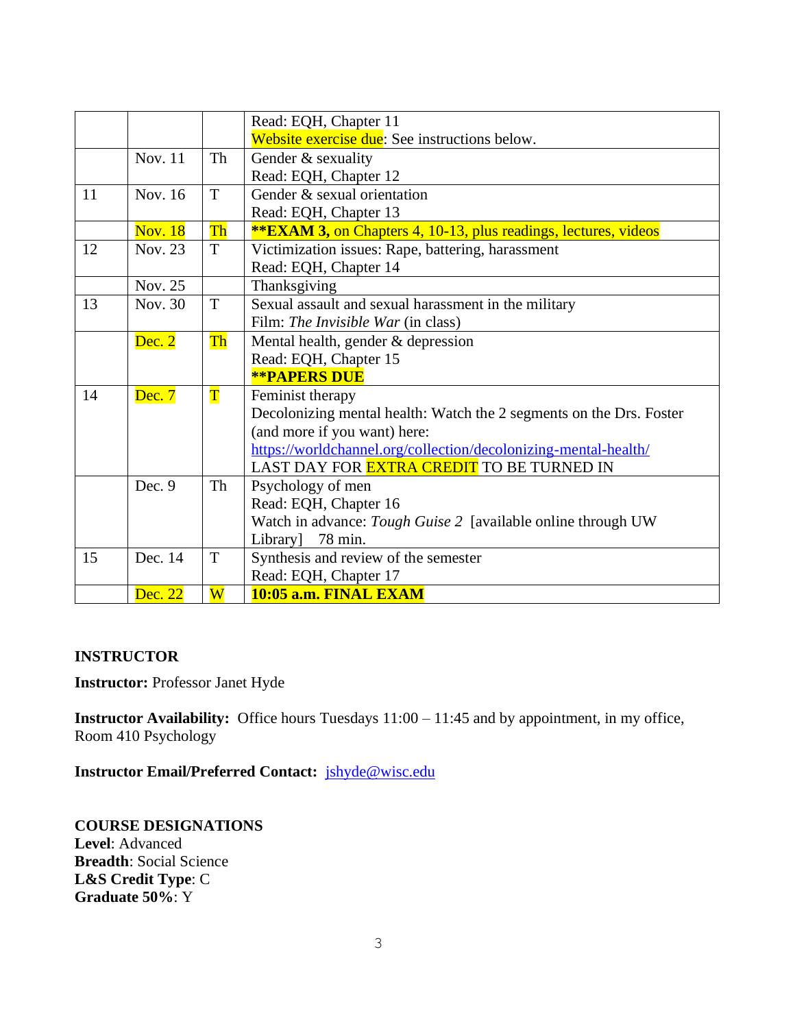| | | | |
|---|---|---|---|
| | | | Read: EQH, Chapter 11<br>Website exercise due: See instructions below. |
| | Nov. 11 | Th | Gender & sexuality<br>Read: EQH, Chapter 12 |
| 11 | Nov. 16 | T | Gender & sexual orientation<br>Read: EQH, Chapter 13 |
| | Nov. 18 | Th | **\*\*EXAM 3,** on Chapters 4, 10-13, plus readings, lectures, videos |
| 12 | Nov. 23 | T | Victimization issues: Rape, battering, harassment<br>Read: EQH, Chapter 14 |
| | Nov. 25 | | Thanksgiving |
| 13 | Nov. 30 | T | Sexual assault and sexual harassment in the military<br>Film: *The Invisible War* (in class) |
| | Dec. 2 | Th | Mental health, gender & depression<br>Read: EQH, Chapter 15<br>**\*\*PAPERS DUE** |
| 14 | Dec. 7 | T | Feminist therapy<br>Decolonizing mental health: Watch the 2 segments on the Drs. Foster (and more if you want) here:<br>https://worldchannel.org/collection/decolonizing-mental-health/<br>LAST DAY FOR EXTRA CREDIT TO BE TURNED IN |
| | Dec. 9 | Th | Psychology of men<br>Read: EQH, Chapter 16<br>Watch in advance: *Tough Guise 2* [available online through UW Library] 78 min. |
| 15 | Dec. 14 | T | Synthesis and review of the semester<br>Read: EQH, Chapter 17 |
| | Dec. 22 | W | **10:05 a.m. FINAL EXAM** |

**INSTRUCTOR**

**Instructor:** Professor Janet Hyde

**Instructor Availability:** Office hours Tuesdays 11:00 – 11:45 and by appointment, in my office, Room 410 Psychology

**Instructor Email/Preferred Contact:** jshyde@wisc.edu

**COURSE DESIGNATIONS**
**Level**: Advanced
**Breadth**: Social Science
**L&S Credit Type**: C
**Graduate 50%**: Y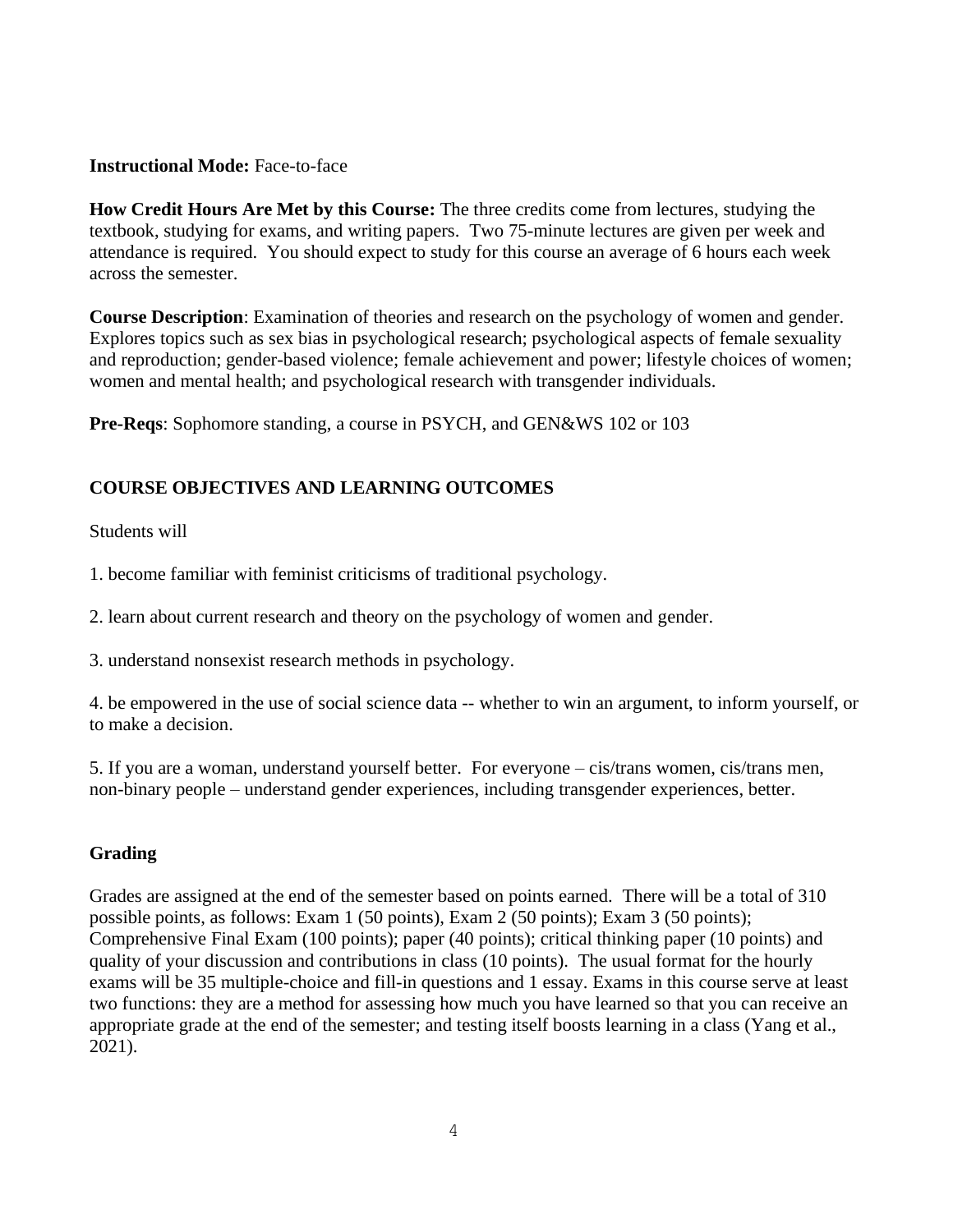**Instructional Mode:** Face-to-face

**How Credit Hours Are Met by this Course:** The three credits come from lectures, studying the textbook, studying for exams, and writing papers. Two 75-minute lectures are given per week and attendance is required. You should expect to study for this course an average of 6 hours each week across the semester.

**Course Description**: Examination of theories and research on the psychology of women and gender. Explores topics such as sex bias in psychological research; psychological aspects of female sexuality and reproduction; gender-based violence; female achievement and power; lifestyle choices of women; women and mental health; and psychological research with transgender individuals.

**Pre-Reqs**: Sophomore standing, a course in PSYCH, and GEN&WS 102 or 103

## COURSE OBJECTIVES AND LEARNING OUTCOMES

Students will

1. become familiar with feminist criticisms of traditional psychology.

2. learn about current research and theory on the psychology of women and gender.

3. understand nonsexist research methods in psychology.

4. be empowered in the use of social science data -- whether to win an argument, to inform yourself, or to make a decision.

5. If you are a woman, understand yourself better. For everyone – cis/trans women, cis/trans men, non-binary people – understand gender experiences, including transgender experiences, better.

## Grading

Grades are assigned at the end of the semester based on points earned. There will be a total of 310 possible points, as follows: Exam 1 (50 points), Exam 2 (50 points); Exam 3 (50 points); Comprehensive Final Exam (100 points); paper (40 points); critical thinking paper (10 points) and quality of your discussion and contributions in class (10 points). The usual format for the hourly exams will be 35 multiple-choice and fill-in questions and 1 essay. Exams in this course serve at least two functions: they are a method for assessing how much you have learned so that you can receive an appropriate grade at the end of the semester; and testing itself boosts learning in a class (Yang et al., 2021).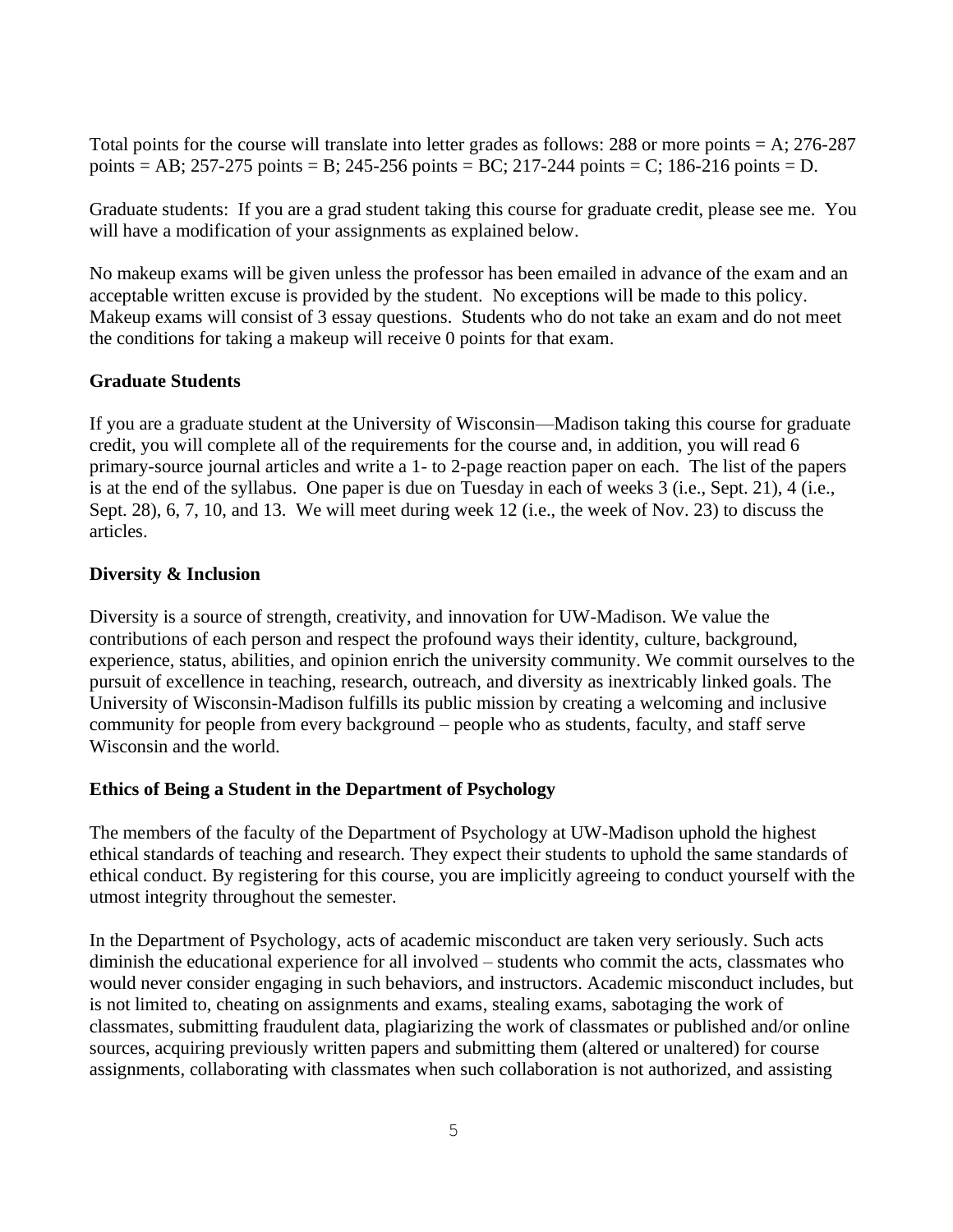Total points for the course will translate into letter grades as follows: 288 or more points = A; 276-287 points = AB; 257-275 points = B; 245-256 points = BC; 217-244 points = C; 186-216 points = D.

Graduate students: If you are a grad student taking this course for graduate credit, please see me. You will have a modification of your assignments as explained below.

No makeup exams will be given unless the professor has been emailed in advance of the exam and an acceptable written excuse is provided by the student. No exceptions will be made to this policy. Makeup exams will consist of 3 essay questions. Students who do not take an exam and do not meet the conditions for taking a makeup will receive 0 points for that exam.

### Graduate Students

If you are a graduate student at the University of Wisconsin—Madison taking this course for graduate credit, you will complete all of the requirements for the course and, in addition, you will read 6 primary-source journal articles and write a 1- to 2-page reaction paper on each. The list of the papers is at the end of the syllabus. One paper is due on Tuesday in each of weeks 3 (i.e., Sept. 21), 4 (i.e., Sept. 28), 6, 7, 10, and 13. We will meet during week 12 (i.e., the week of Nov. 23) to discuss the articles.

### Diversity & Inclusion

Diversity is a source of strength, creativity, and innovation for UW-Madison. We value the contributions of each person and respect the profound ways their identity, culture, background, experience, status, abilities, and opinion enrich the university community. We commit ourselves to the pursuit of excellence in teaching, research, outreach, and diversity as inextricably linked goals. The University of Wisconsin-Madison fulfills its public mission by creating a welcoming and inclusive community for people from every background – people who as students, faculty, and staff serve Wisconsin and the world.

### Ethics of Being a Student in the Department of Psychology

The members of the faculty of the Department of Psychology at UW-Madison uphold the highest ethical standards of teaching and research. They expect their students to uphold the same standards of ethical conduct. By registering for this course, you are implicitly agreeing to conduct yourself with the utmost integrity throughout the semester.

In the Department of Psychology, acts of academic misconduct are taken very seriously. Such acts diminish the educational experience for all involved – students who commit the acts, classmates who would never consider engaging in such behaviors, and instructors. Academic misconduct includes, but is not limited to, cheating on assignments and exams, stealing exams, sabotaging the work of classmates, submitting fraudulent data, plagiarizing the work of classmates or published and/or online sources, acquiring previously written papers and submitting them (altered or unaltered) for course assignments, collaborating with classmates when such collaboration is not authorized, and assisting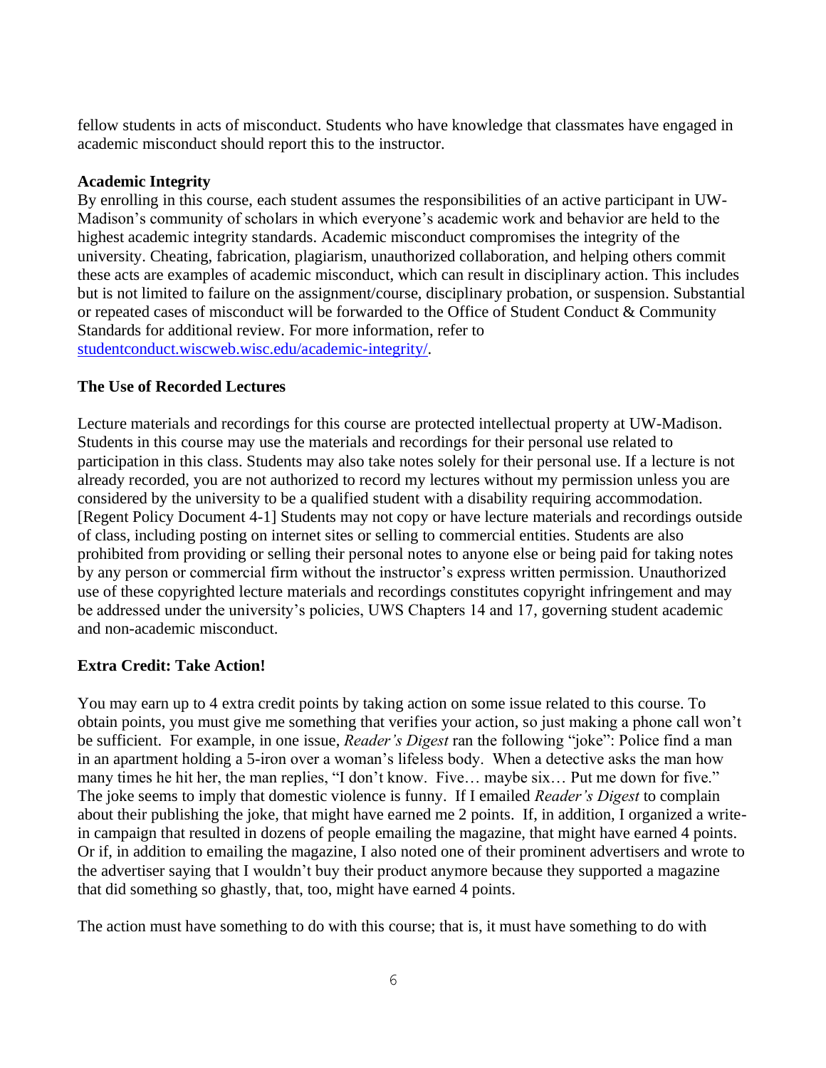fellow students in acts of misconduct. Students who have knowledge that classmates have engaged in academic misconduct should report this to the instructor.

**Academic Integrity**

By enrolling in this course, each student assumes the responsibilities of an active participant in UW-Madison's community of scholars in which everyone's academic work and behavior are held to the highest academic integrity standards. Academic misconduct compromises the integrity of the university. Cheating, fabrication, plagiarism, unauthorized collaboration, and helping others commit these acts are examples of academic misconduct, which can result in disciplinary action. This includes but is not limited to failure on the assignment/course, disciplinary probation, or suspension. Substantial or repeated cases of misconduct will be forwarded to the Office of Student Conduct & Community Standards for additional review. For more information, refer to [studentconduct.wiscweb.wisc.edu/academic-integrity/](studentconduct.wiscweb.wisc.edu/academic-integrity/).

**The Use of Recorded Lectures**

Lecture materials and recordings for this course are protected intellectual property at UW-Madison. Students in this course may use the materials and recordings for their personal use related to participation in this class. Students may also take notes solely for their personal use. If a lecture is not already recorded, you are not authorized to record my lectures without my permission unless you are considered by the university to be a qualified student with a disability requiring accommodation. [Regent Policy Document 4-1] Students may not copy or have lecture materials and recordings outside of class, including posting on internet sites or selling to commercial entities. Students are also prohibited from providing or selling their personal notes to anyone else or being paid for taking notes by any person or commercial firm without the instructor's express written permission. Unauthorized use of these copyrighted lecture materials and recordings constitutes copyright infringement and may be addressed under the university's policies, UWS Chapters 14 and 17, governing student academic and non-academic misconduct.

**Extra Credit: Take Action!**

You may earn up to 4 extra credit points by taking action on some issue related to this course. To obtain points, you must give me something that verifies your action, so just making a phone call won't be sufficient. For example, in one issue, *Reader's Digest* ran the following "joke": Police find a man in an apartment holding a 5-iron over a woman's lifeless body. When a detective asks the man how many times he hit her, the man replies, "I don't know. Five… maybe six… Put me down for five." The joke seems to imply that domestic violence is funny. If I emailed *Reader's Digest* to complain about their publishing the joke, that might have earned me 2 points. If, in addition, I organized a write-in campaign that resulted in dozens of people emailing the magazine, that might have earned 4 points. Or if, in addition to emailing the magazine, I also noted one of their prominent advertisers and wrote to the advertiser saying that I wouldn't buy their product anymore because they supported a magazine that did something so ghastly, that, too, might have earned 4 points.

The action must have something to do with this course; that is, it must have something to do with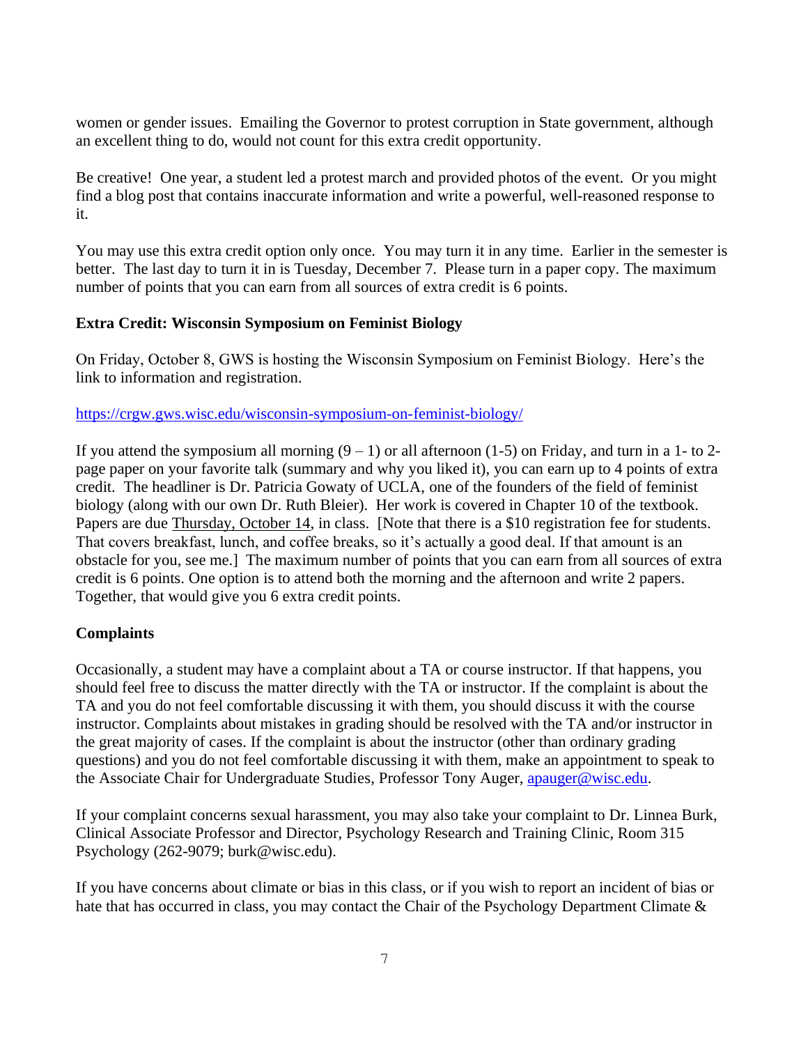women or gender issues. Emailing the Governor to protest corruption in State government, although an excellent thing to do, would not count for this extra credit opportunity.

Be creative! One year, a student led a protest march and provided photos of the event. Or you might find a blog post that contains inaccurate information and write a powerful, well-reasoned response to it.

You may use this extra credit option only once. You may turn it in any time. Earlier in the semester is better. The last day to turn it in is Tuesday, December 7. Please turn in a paper copy. The maximum number of points that you can earn from all sources of extra credit is 6 points.

**Extra Credit: Wisconsin Symposium on Feminist Biology**

On Friday, October 8, GWS is hosting the Wisconsin Symposium on Feminist Biology. Here's the link to information and registration.

https://crgw.gws.wisc.edu/wisconsin-symposium-on-feminist-biology/

If you attend the symposium all morning (9 – 1) or all afternoon (1-5) on Friday, and turn in a 1- to 2-page paper on your favorite talk (summary and why you liked it), you can earn up to 4 points of extra credit. The headliner is Dr. Patricia Gowaty of UCLA, one of the founders of the field of feminist biology (along with our own Dr. Ruth Bleier). Her work is covered in Chapter 10 of the textbook. Papers are due Thursday, October 14, in class. [Note that there is a $10 registration fee for students. That covers breakfast, lunch, and coffee breaks, so it's actually a good deal. If that amount is an obstacle for you, see me.] The maximum number of points that you can earn from all sources of extra credit is 6 points. One option is to attend both the morning and the afternoon and write 2 papers. Together, that would give you 6 extra credit points.

**Complaints**

Occasionally, a student may have a complaint about a TA or course instructor. If that happens, you should feel free to discuss the matter directly with the TA or instructor. If the complaint is about the TA and you do not feel comfortable discussing it with them, you should discuss it with the course instructor. Complaints about mistakes in grading should be resolved with the TA and/or instructor in the great majority of cases. If the complaint is about the instructor (other than ordinary grading questions) and you do not feel comfortable discussing it with them, make an appointment to speak to the Associate Chair for Undergraduate Studies, Professor Tony Auger, apauger@wisc.edu.

If your complaint concerns sexual harassment, you may also take your complaint to Dr. Linnea Burk, Clinical Associate Professor and Director, Psychology Research and Training Clinic, Room 315 Psychology (262-9079; burk@wisc.edu).

If you have concerns about climate or bias in this class, or if you wish to report an incident of bias or hate that has occurred in class, you may contact the Chair of the Psychology Department Climate &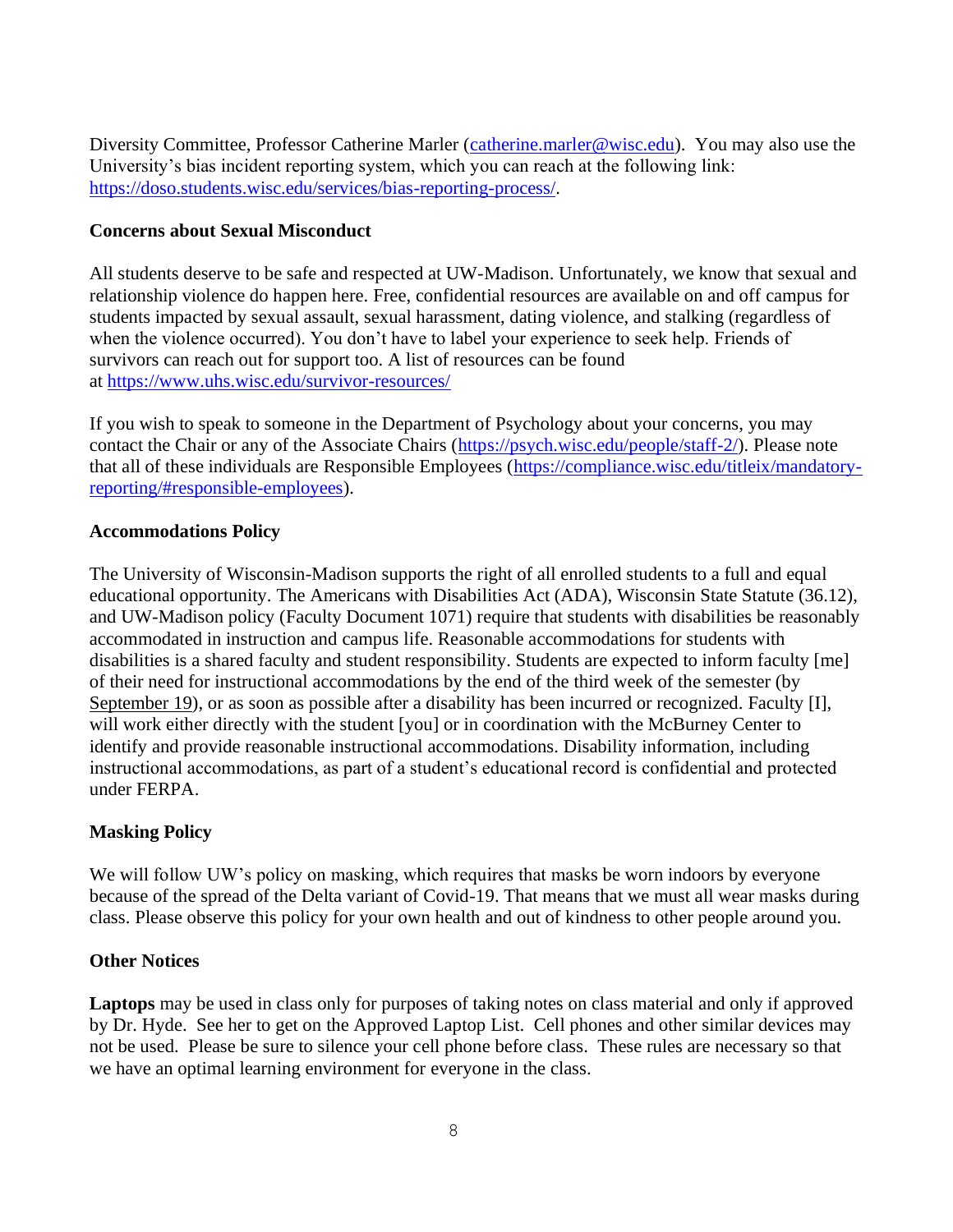Diversity Committee, Professor Catherine Marler (catherine.marler@wisc.edu). You may also use the University's bias incident reporting system, which you can reach at the following link: https://doso.students.wisc.edu/services/bias-reporting-process/.

**Concerns about Sexual Misconduct**

All students deserve to be safe and respected at UW-Madison. Unfortunately, we know that sexual and relationship violence do happen here. Free, confidential resources are available on and off campus for students impacted by sexual assault, sexual harassment, dating violence, and stalking (regardless of when the violence occurred). You don't have to label your experience to seek help. Friends of survivors can reach out for support too. A list of resources can be found at https://www.uhs.wisc.edu/survivor-resources/

If you wish to speak to someone in the Department of Psychology about your concerns, you may contact the Chair or any of the Associate Chairs (https://psych.wisc.edu/people/staff-2/). Please note that all of these individuals are Responsible Employees (https://compliance.wisc.edu/titleix/mandatory-reporting/#responsible-employees).

**Accommodations Policy**

The University of Wisconsin-Madison supports the right of all enrolled students to a full and equal educational opportunity. The Americans with Disabilities Act (ADA), Wisconsin State Statute (36.12), and UW-Madison policy (Faculty Document 1071) require that students with disabilities be reasonably accommodated in instruction and campus life. Reasonable accommodations for students with disabilities is a shared faculty and student responsibility. Students are expected to inform faculty [me] of their need for instructional accommodations by the end of the third week of the semester (by September 19), or as soon as possible after a disability has been incurred or recognized. Faculty [I], will work either directly with the student [you] or in coordination with the McBurney Center to identify and provide reasonable instructional accommodations. Disability information, including instructional accommodations, as part of a student's educational record is confidential and protected under FERPA.

**Masking Policy**

We will follow UW's policy on masking, which requires that masks be worn indoors by everyone because of the spread of the Delta variant of Covid-19. That means that we must all wear masks during class. Please observe this policy for your own health and out of kindness to other people around you.

**Other Notices**

**Laptops** may be used in class only for purposes of taking notes on class material and only if approved by Dr. Hyde. See her to get on the Approved Laptop List. Cell phones and other similar devices may not be used. Please be sure to silence your cell phone before class. These rules are necessary so that we have an optimal learning environment for everyone in the class.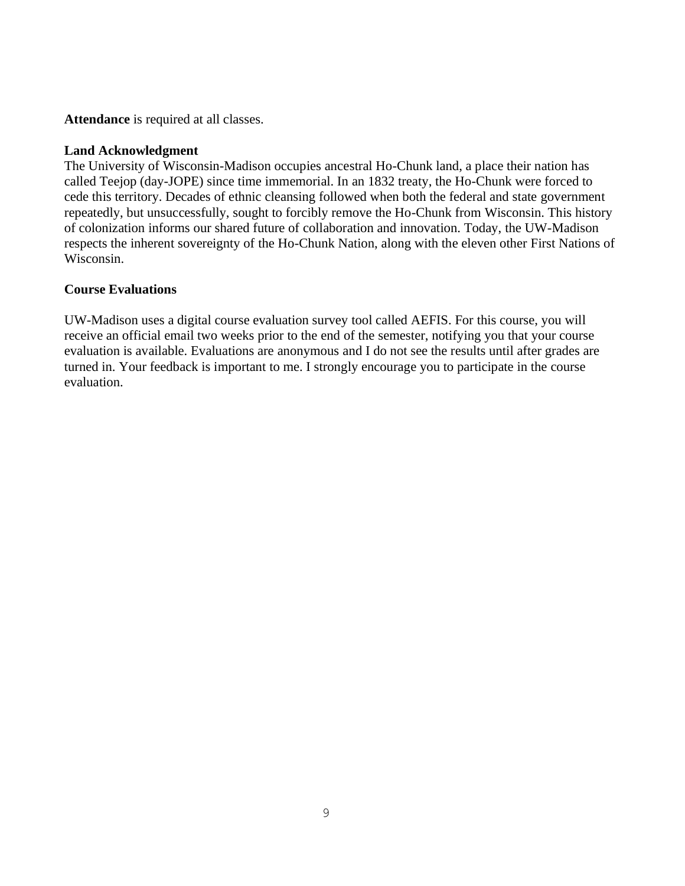**Attendance** is required at all classes.

**Land Acknowledgment**

The University of Wisconsin-Madison occupies ancestral Ho-Chunk land, a place their nation has called Teejop (day-JOPE) since time immemorial. In an 1832 treaty, the Ho-Chunk were forced to cede this territory. Decades of ethnic cleansing followed when both the federal and state government repeatedly, but unsuccessfully, sought to forcibly remove the Ho-Chunk from Wisconsin. This history of colonization informs our shared future of collaboration and innovation. Today, the UW-Madison respects the inherent sovereignty of the Ho-Chunk Nation, along with the eleven other First Nations of Wisconsin.

**Course Evaluations**

UW-Madison uses a digital course evaluation survey tool called AEFIS. For this course, you will receive an official email two weeks prior to the end of the semester, notifying you that your course evaluation is available. Evaluations are anonymous and I do not see the results until after grades are turned in. Your feedback is important to me. I strongly encourage you to participate in the course evaluation.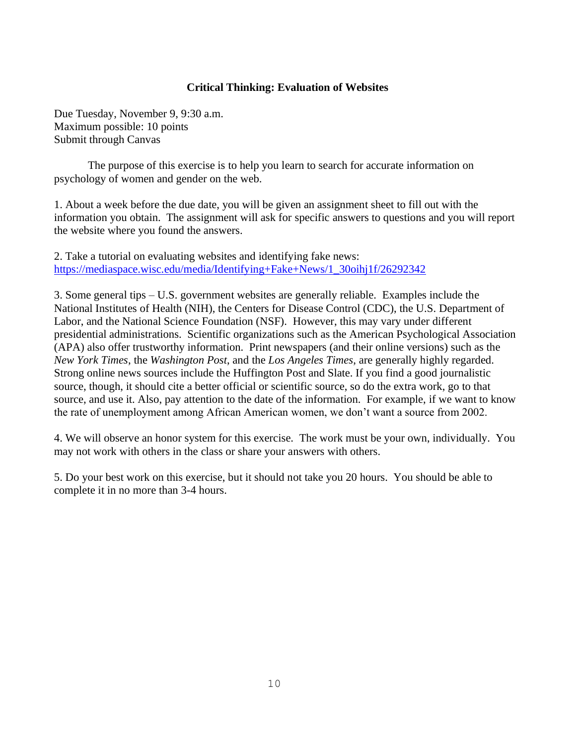# Critical Thinking: Evaluation of Websites

Due Tuesday, November 9, 9:30 a.m.
Maximum possible: 10 points
Submit through Canvas

The purpose of this exercise is to help you learn to search for accurate information on psychology of women and gender on the web.

1. About a week before the due date, you will be given an assignment sheet to fill out with the information you obtain. The assignment will ask for specific answers to questions and you will report the website where you found the answers.

2. Take a tutorial on evaluating websites and identifying fake news: [https://mediaspace.wisc.edu/media/Identifying+Fake+News/1_30oihj1f/26292342](https://mediaspace.wisc.edu/media/Identifying+Fake+News/1_30oihj1f/26292342)

3. Some general tips – U.S. government websites are generally reliable. Examples include the National Institutes of Health (NIH), the Centers for Disease Control (CDC), the U.S. Department of Labor, and the National Science Foundation (NSF). However, this may vary under different presidential administrations. Scientific organizations such as the American Psychological Association (APA) also offer trustworthy information. Print newspapers (and their online versions) such as the *New York Times*, the *Washington Post*, and the *Los Angeles Times*, are generally highly regarded. Strong online news sources include the Huffington Post and Slate. If you find a good journalistic source, though, it should cite a better official or scientific source, so do the extra work, go to that source, and use it. Also, pay attention to the date of the information. For example, if we want to know the rate of unemployment among African American women, we don't want a source from 2002.

4. We will observe an honor system for this exercise. The work must be your own, individually. You may not work with others in the class or share your answers with others.

5. Do your best work on this exercise, but it should not take you 20 hours. You should be able to complete it in no more than 3-4 hours.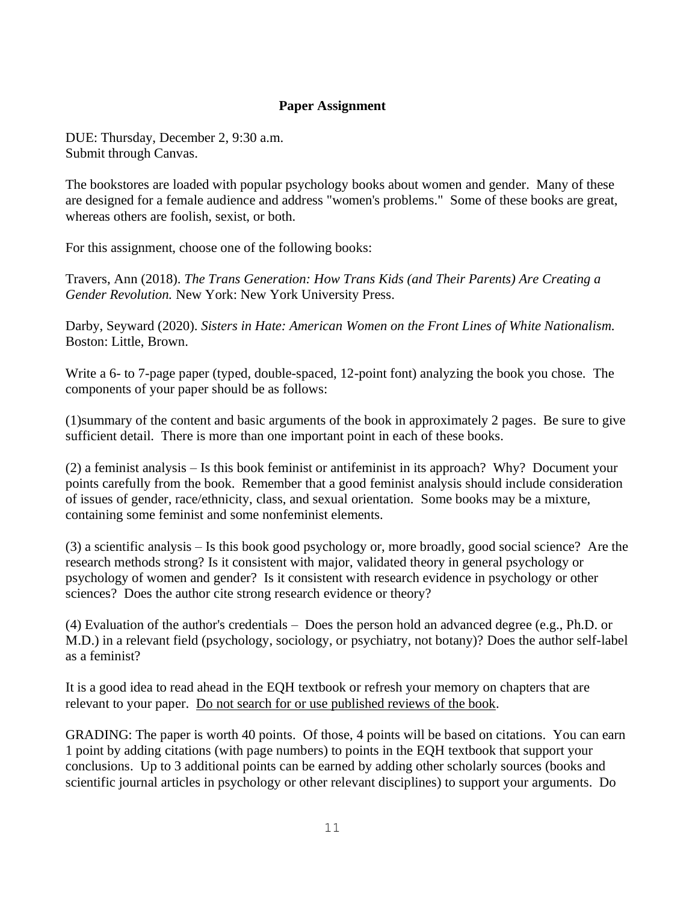**Paper Assignment**

DUE: Thursday, December 2, 9:30 a.m.
Submit through Canvas.

The bookstores are loaded with popular psychology books about women and gender. Many of these are designed for a female audience and address "women's problems." Some of these books are great, whereas others are foolish, sexist, or both.

For this assignment, choose one of the following books:

Travers, Ann (2018). *The Trans Generation: How Trans Kids (and Their Parents) Are Creating a Gender Revolution.* New York: New York University Press.

Darby, Seyward (2020). *Sisters in Hate: American Women on the Front Lines of White Nationalism.* Boston: Little, Brown.

Write a 6- to 7-page paper (typed, double-spaced, 12-point font) analyzing the book you chose. The components of your paper should be as follows:

(1)summary of the content and basic arguments of the book in approximately 2 pages. Be sure to give sufficient detail. There is more than one important point in each of these books.

(2) a feminist analysis – Is this book feminist or antifeminist in its approach? Why? Document your points carefully from the book. Remember that a good feminist analysis should include consideration of issues of gender, race/ethnicity, class, and sexual orientation. Some books may be a mixture, containing some feminist and some nonfeminist elements.

(3) a scientific analysis – Is this book good psychology or, more broadly, good social science? Are the research methods strong? Is it consistent with major, validated theory in general psychology or psychology of women and gender? Is it consistent with research evidence in psychology or other sciences? Does the author cite strong research evidence or theory?

(4) Evaluation of the author's credentials – Does the person hold an advanced degree (e.g., Ph.D. or M.D.) in a relevant field (psychology, sociology, or psychiatry, not botany)? Does the author self-label as a feminist?

It is a good idea to read ahead in the EQH textbook or refresh your memory on chapters that are relevant to your paper. <u>Do not search for or use published reviews of the book</u>.

GRADING: The paper is worth 40 points. Of those, 4 points will be based on citations. You can earn 1 point by adding citations (with page numbers) to points in the EQH textbook that support your conclusions. Up to 3 additional points can be earned by adding other scholarly sources (books and scientific journal articles in psychology or other relevant disciplines) to support your arguments. Do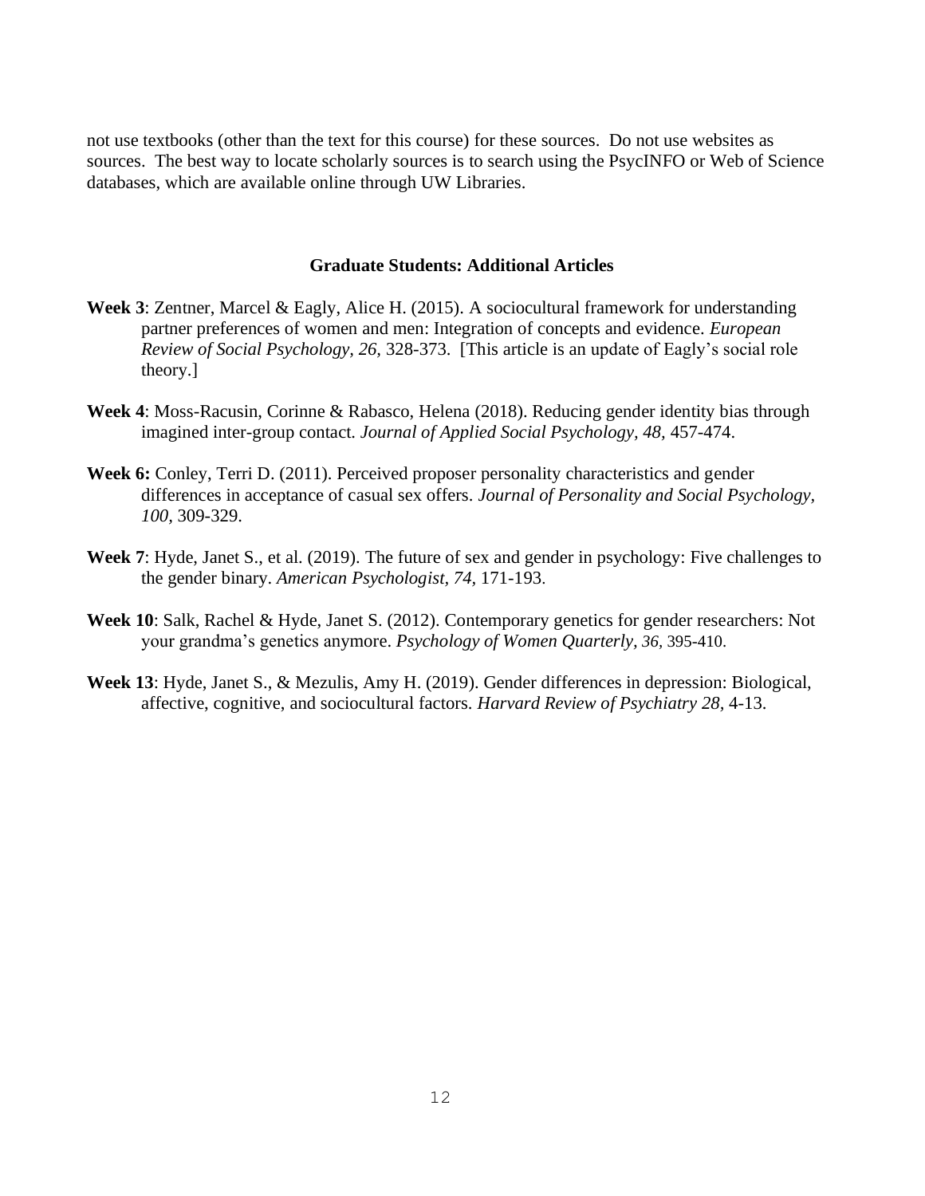not use textbooks (other than the text for this course) for these sources. Do not use websites as sources. The best way to locate scholarly sources is to search using the PsycINFO or Web of Science databases, which are available online through UW Libraries.

## Graduate Students: Additional Articles

**Week 3**: Zentner, Marcel & Eagly, Alice H. (2015). A sociocultural framework for understanding partner preferences of women and men: Integration of concepts and evidence. *European Review of Social Psychology, 26,* 328-373. [This article is an update of Eagly's social role theory.]

**Week 4**: Moss-Racusin, Corinne & Rabasco, Helena (2018). Reducing gender identity bias through imagined inter-group contact. *Journal of Applied Social Psychology, 48,* 457-474.

**Week 6:** Conley, Terri D. (2011). Perceived proposer personality characteristics and gender differences in acceptance of casual sex offers. *Journal of Personality and Social Psychology, 100,* 309-329.

**Week 7**: Hyde, Janet S., et al. (2019). The future of sex and gender in psychology: Five challenges to the gender binary. *American Psychologist, 74,* 171-193.

**Week 10**: Salk, Rachel & Hyde, Janet S. (2012). Contemporary genetics for gender researchers: Not your grandma's genetics anymore. *Psychology of Women Quarterly, 36,* 395-410.

**Week 13**: Hyde, Janet S., & Mezulis, Amy H. (2019). Gender differences in depression: Biological, affective, cognitive, and sociocultural factors. *Harvard Review of Psychiatry 28,* 4-13.